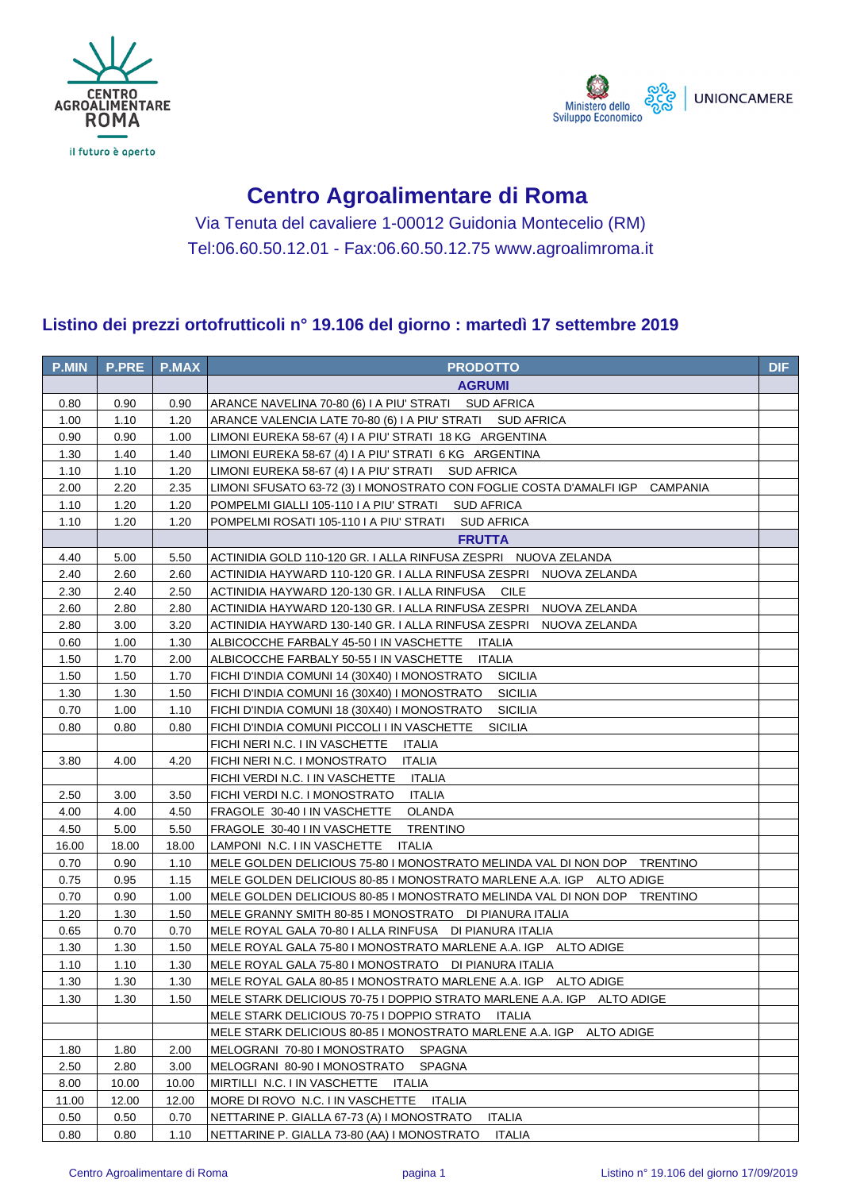# Centro Agroalimentare di Roma

Via Tenuta del cavaliere 1-00012 Guidonia Montecelio (RM)

Tel:06.60.50.12.01 - Fax:06.60.50.12.75 www.agroalimroma.it

## Listino dei prezzi ortofrutticoli n° 19.106 del giorno : martedì 17 settembre 2019

| P.MIN | P.PRE | P.MAX | PRODOTTO | DIF |
|---|---|---|---|---|
| | | | **AGRUMI** | |
| 0.80 | 0.90 | 0.90 | ARANCE NAVELINA 70-80 (6) I A PIU' STRATI SUD AFRICA | |
| 1.00 | 1.10 | 1.20 | ARANCE VALENCIA LATE 70-80 (6) I A PIU' STRATI SUD AFRICA | |
| 0.90 | 0.90 | 1.00 | LIMONI EUREKA 58-67 (4) I A PIU' STRATI 18 KG ARGENTINA | |
| 1.30 | 1.40 | 1.40 | LIMONI EUREKA 58-67 (4) I A PIU' STRATI 6 KG ARGENTINA | |
| 1.10 | 1.10 | 1.20 | LIMONI EUREKA 58-67 (4) I A PIU' STRATI SUD AFRICA | |
| 2.00 | 2.20 | 2.35 | LIMONI SFUSATO 63-72 (3) I MONOSTRATO CON FOGLIE COSTA D'AMALFI IGP CAMPANIA | |
| 1.10 | 1.20 | 1.20 | POMPELMI GIALLI 105-110 I A PIU' STRATI SUD AFRICA | |
| 1.10 | 1.20 | 1.20 | POMPELMI ROSATI 105-110 I A PIU' STRATI SUD AFRICA | |
| | | | **FRUTTA** | |
| 4.40 | 5.00 | 5.50 | ACTINIDIA GOLD 110-120 GR. I ALLA RINFUSA ZESPRI NUOVA ZELANDA | |
| 2.40 | 2.60 | 2.60 | ACTINIDIA HAYWARD 110-120 GR. I ALLA RINFUSA ZESPRI NUOVA ZELANDA | |
| 2.30 | 2.40 | 2.50 | ACTINIDIA HAYWARD 120-130 GR. I ALLA RINFUSA CILE | |
| 2.60 | 2.80 | 2.80 | ACTINIDIA HAYWARD 120-130 GR. I ALLA RINFUSA ZESPRI NUOVA ZELANDA | |
| 2.80 | 3.00 | 3.20 | ACTINIDIA HAYWARD 130-140 GR. I ALLA RINFUSA ZESPRI NUOVA ZELANDA | |
| 0.60 | 1.00 | 1.30 | ALBICOCCHE FARBALY 45-50 I IN VASCHETTE ITALIA | |
| 1.50 | 1.70 | 2.00 | ALBICOCCHE FARBALY 50-55 I IN VASCHETTE ITALIA | |
| 1.50 | 1.50 | 1.70 | FICHI D'INDIA COMUNI 14 (30X40) I MONOSTRATO SICILIA | |
| 1.30 | 1.30 | 1.50 | FICHI D'INDIA COMUNI 16 (30X40) I MONOSTRATO SICILIA | |
| 0.70 | 1.00 | 1.10 | FICHI D'INDIA COMUNI 18 (30X40) I MONOSTRATO SICILIA | |
| 0.80 | 0.80 | 0.80 | FICHI D'INDIA COMUNI PICCOLI I IN VASCHETTE SICILIA | |
| | | | FICHI NERI N.C. I IN VASCHETTE ITALIA | |
| 3.80 | 4.00 | 4.20 | FICHI NERI N.C. I MONOSTRATO ITALIA | |
| | | | FICHI VERDI N.C. I IN VASCHETTE ITALIA | |
| 2.50 | 3.00 | 3.50 | FICHI VERDI N.C. I MONOSTRATO ITALIA | |
| 4.00 | 4.00 | 4.50 | FRAGOLE 30-40 I IN VASCHETTE OLANDA | |
| 4.50 | 5.00 | 5.50 | FRAGOLE 30-40 I IN VASCHETTE TRENTINO | |
| 16.00 | 18.00 | 18.00 | LAMPONI N.C. I IN VASCHETTE ITALIA | |
| 0.70 | 0.90 | 1.10 | MELE GOLDEN DELICIOUS 75-80 I MONOSTRATO MELINDA VAL DI NON DOP TRENTINO | |
| 0.75 | 0.95 | 1.15 | MELE GOLDEN DELICIOUS 80-85 I MONOSTRATO MARLENE A.A. IGP ALTO ADIGE | |
| 0.70 | 0.90 | 1.00 | MELE GOLDEN DELICIOUS 80-85 I MONOSTRATO MELINDA VAL DI NON DOP TRENTINO | |
| 1.20 | 1.30 | 1.50 | MELE GRANNY SMITH 80-85 I MONOSTRATO DI PIANURA ITALIA | |
| 0.65 | 0.70 | 0.70 | MELE ROYAL GALA 70-80 I ALLA RINFUSA DI PIANURA ITALIA | |
| 1.30 | 1.30 | 1.50 | MELE ROYAL GALA 75-80 I MONOSTRATO MARLENE A.A. IGP ALTO ADIGE | |
| 1.10 | 1.10 | 1.30 | MELE ROYAL GALA 75-80 I MONOSTRATO DI PIANURA ITALIA | |
| 1.30 | 1.30 | 1.30 | MELE ROYAL GALA 80-85 I MONOSTRATO MARLENE A.A. IGP ALTO ADIGE | |
| 1.30 | 1.30 | 1.50 | MELE STARK DELICIOUS 70-75 I DOPPIO STRATO MARLENE A.A. IGP ALTO ADIGE | |
| | | | MELE STARK DELICIOUS 70-75 I DOPPIO STRATO ITALIA | |
| | | | MELE STARK DELICIOUS 80-85 I MONOSTRATO MARLENE A.A. IGP ALTO ADIGE | |
| 1.80 | 1.80 | 2.00 | MELOGRANI 70-80 I MONOSTRATO SPAGNA | |
| 2.50 | 2.80 | 3.00 | MELOGRANI 80-90 I MONOSTRATO SPAGNA | |
| 8.00 | 10.00 | 10.00 | MIRTILLI N.C. I IN VASCHETTE ITALIA | |
| 11.00 | 12.00 | 12.00 | MORE DI ROVO N.C. I IN VASCHETTE ITALIA | |
| 0.50 | 0.50 | 0.70 | NETTARINE P. GIALLA 67-73 (A) I MONOSTRATO ITALIA | |
| 0.80 | 0.80 | 1.10 | NETTARINE P. GIALLA 73-80 (AA) I MONOSTRATO ITALIA | |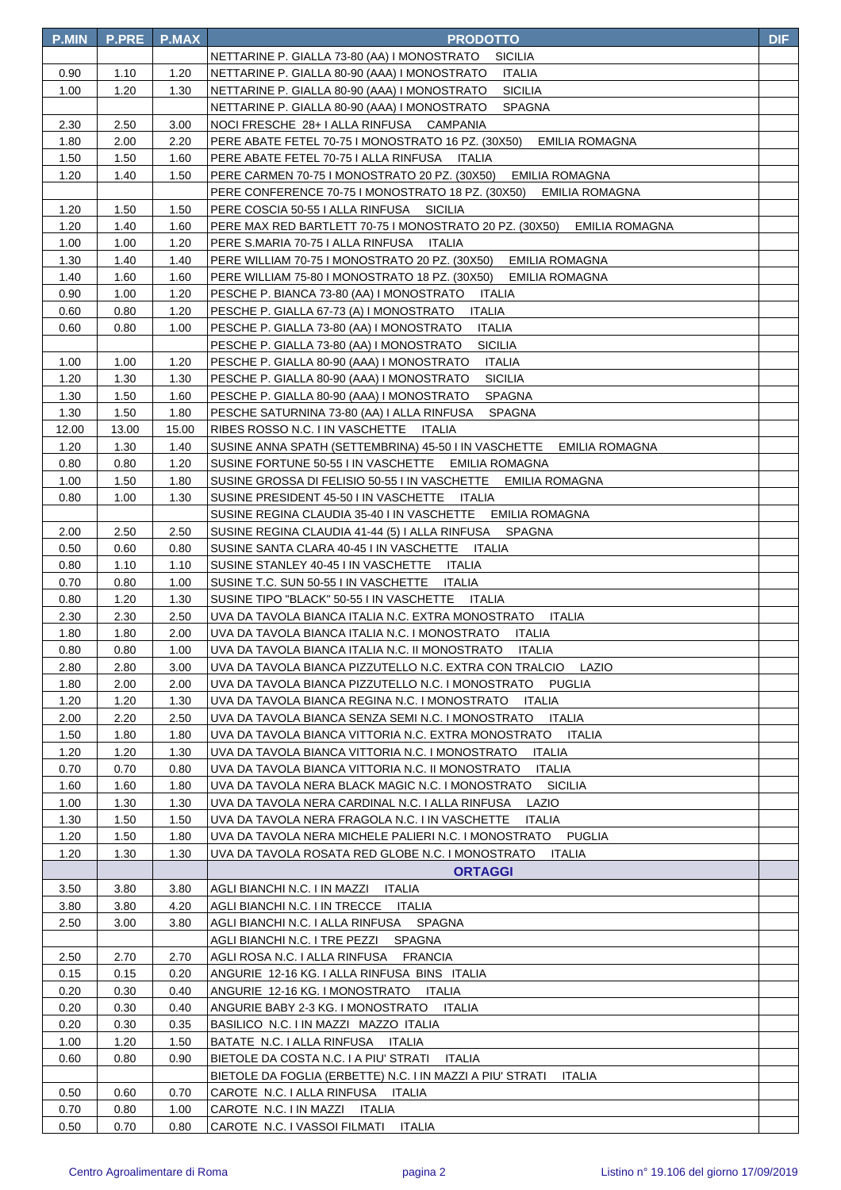| P.MIN | P.PRE | P.MAX | PRODOTTO | DIF |
|---|---|---|---|---|
| | | | NETTARINE P. GIALLA 73-80 (AA) I MONOSTRATO SICILIA | |
| 0.90 | 1.10 | 1.20 | NETTARINE P. GIALLA 80-90 (AAA) I MONOSTRATO ITALIA | |
| 1.00 | 1.20 | 1.30 | NETTARINE P. GIALLA 80-90 (AAA) I MONOSTRATO SICILIA | |
| | | | NETTARINE P. GIALLA 80-90 (AAA) I MONOSTRATO SPAGNA | |
| 2.30 | 2.50 | 3.00 | NOCI FRESCHE 28+ I ALLA RINFUSA CAMPANIA | |
| 1.80 | 2.00 | 2.20 | PERE ABATE FETEL 70-75 I MONOSTRATO 16 PZ. (30X50) EMILIA ROMAGNA | |
| 1.50 | 1.50 | 1.60 | PERE ABATE FETEL 70-75 I ALLA RINFUSA ITALIA | |
| 1.20 | 1.40 | 1.50 | PERE CARMEN 70-75 I MONOSTRATO 20 PZ. (30X50) EMILIA ROMAGNA | |
| | | | PERE CONFERENCE 70-75 I MONOSTRATO 18 PZ. (30X50) EMILIA ROMAGNA | |
| 1.20 | 1.50 | 1.50 | PERE COSCIA 50-55 I ALLA RINFUSA SICILIA | |
| 1.20 | 1.40 | 1.60 | PERE MAX RED BARTLETT 70-75 I MONOSTRATO 20 PZ. (30X50) EMILIA ROMAGNA | |
| 1.00 | 1.00 | 1.20 | PERE S.MARIA 70-75 I ALLA RINFUSA ITALIA | |
| 1.30 | 1.40 | 1.40 | PERE WILLIAM 70-75 I MONOSTRATO 20 PZ. (30X50) EMILIA ROMAGNA | |
| 1.40 | 1.60 | 1.60 | PERE WILLIAM 75-80 I MONOSTRATO 18 PZ. (30X50) EMILIA ROMAGNA | |
| 0.90 | 1.00 | 1.20 | PESCHE P. BIANCA 73-80 (AA) I MONOSTRATO ITALIA | |
| 0.60 | 0.80 | 1.20 | PESCHE P. GIALLA 67-73 (A) I MONOSTRATO ITALIA | |
| 0.60 | 0.80 | 1.00 | PESCHE P. GIALLA 73-80 (AA) I MONOSTRATO ITALIA | |
| | | | PESCHE P. GIALLA 73-80 (AA) I MONOSTRATO SICILIA | |
| 1.00 | 1.00 | 1.20 | PESCHE P. GIALLA 80-90 (AAA) I MONOSTRATO ITALIA | |
| 1.20 | 1.30 | 1.30 | PESCHE P. GIALLA 80-90 (AAA) I MONOSTRATO SICILIA | |
| 1.30 | 1.50 | 1.60 | PESCHE P. GIALLA 80-90 (AAA) I MONOSTRATO SPAGNA | |
| 1.30 | 1.50 | 1.80 | PESCHE SATURNINA 73-80 (AA) I ALLA RINFUSA SPAGNA | |
| 12.00 | 13.00 | 15.00 | RIBES ROSSO N.C. I IN VASCHETTE ITALIA | |
| 1.20 | 1.30 | 1.40 | SUSINE ANNA SPATH (SETTEMBRINA) 45-50 I IN VASCHETTE EMILIA ROMAGNA | |
| 0.80 | 0.80 | 1.20 | SUSINE FORTUNE 50-55 I IN VASCHETTE EMILIA ROMAGNA | |
| 1.00 | 1.50 | 1.80 | SUSINE GROSSA DI FELISIO 50-55 I IN VASCHETTE EMILIA ROMAGNA | |
| 0.80 | 1.00 | 1.30 | SUSINE PRESIDENT 45-50 I IN VASCHETTE ITALIA | |
| | | | SUSINE REGINA CLAUDIA 35-40 I IN VASCHETTE EMILIA ROMAGNA | |
| 2.00 | 2.50 | 2.50 | SUSINE REGINA CLAUDIA 41-44 (5) I ALLA RINFUSA SPAGNA | |
| 0.50 | 0.60 | 0.80 | SUSINE SANTA CLARA 40-45 I IN VASCHETTE ITALIA | |
| 0.80 | 1.10 | 1.10 | SUSINE STANLEY 40-45 I IN VASCHETTE ITALIA | |
| 0.70 | 0.80 | 1.00 | SUSINE T.C. SUN 50-55 I IN VASCHETTE ITALIA | |
| 0.80 | 1.20 | 1.30 | SUSINE TIPO "BLACK" 50-55 I IN VASCHETTE ITALIA | |
| 2.30 | 2.30 | 2.50 | UVA DA TAVOLA BIANCA ITALIA N.C. EXTRA MONOSTRATO ITALIA | |
| 1.80 | 1.80 | 2.00 | UVA DA TAVOLA BIANCA ITALIA N.C. I MONOSTRATO ITALIA | |
| 0.80 | 0.80 | 1.00 | UVA DA TAVOLA BIANCA ITALIA N.C. II MONOSTRATO ITALIA | |
| 2.80 | 2.80 | 3.00 | UVA DA TAVOLA BIANCA PIZZUTELLO N.C. EXTRA CON TRALCIO LAZIO | |
| 1.80 | 2.00 | 2.00 | UVA DA TAVOLA BIANCA PIZZUTELLO N.C. I MONOSTRATO PUGLIA | |
| 1.20 | 1.20 | 1.30 | UVA DA TAVOLA BIANCA REGINA N.C. I MONOSTRATO ITALIA | |
| 2.00 | 2.20 | 2.50 | UVA DA TAVOLA BIANCA SENZA SEMI N.C. I MONOSTRATO ITALIA | |
| 1.50 | 1.80 | 1.80 | UVA DA TAVOLA BIANCA VITTORIA N.C. EXTRA MONOSTRATO ITALIA | |
| 1.20 | 1.20 | 1.30 | UVA DA TAVOLA BIANCA VITTORIA N.C. I MONOSTRATO ITALIA | |
| 0.70 | 0.70 | 0.80 | UVA DA TAVOLA BIANCA VITTORIA N.C. II MONOSTRATO ITALIA | |
| 1.60 | 1.60 | 1.80 | UVA DA TAVOLA NERA BLACK MAGIC N.C. I MONOSTRATO SICILIA | |
| 1.00 | 1.30 | 1.30 | UVA DA TAVOLA NERA CARDINAL N.C. I ALLA RINFUSA LAZIO | |
| 1.30 | 1.50 | 1.50 | UVA DA TAVOLA NERA FRAGOLA N.C. I IN VASCHETTE ITALIA | |
| 1.20 | 1.50 | 1.80 | UVA DA TAVOLA NERA MICHELE PALIERI N.C. I MONOSTRATO PUGLIA | |
| 1.20 | 1.30 | 1.30 | UVA DA TAVOLA ROSATA RED GLOBE N.C. I MONOSTRATO ITALIA | |
| | | | **ORTAGGI** | |
| 3.50 | 3.80 | 3.80 | AGLI BIANCHI N.C. I IN MAZZI ITALIA | |
| 3.80 | 3.80 | 4.20 | AGLI BIANCHI N.C. I IN TRECCE ITALIA | |
| 2.50 | 3.00 | 3.80 | AGLI BIANCHI N.C. I ALLA RINFUSA SPAGNA | |
| | | | AGLI BIANCHI N.C. I TRE PEZZI SPAGNA | |
| 2.50 | 2.70 | 2.70 | AGLI ROSA N.C. I ALLA RINFUSA FRANCIA | |
| 0.15 | 0.15 | 0.20 | ANGURIE 12-16 KG. I ALLA RINFUSA BINS ITALIA | |
| 0.20 | 0.30 | 0.40 | ANGURIE 12-16 KG. I MONOSTRATO ITALIA | |
| 0.20 | 0.30 | 0.40 | ANGURIE BABY 2-3 KG. I MONOSTRATO ITALIA | |
| 0.20 | 0.30 | 0.35 | BASILICO N.C. I IN MAZZI MAZZO ITALIA | |
| 1.00 | 1.20 | 1.50 | BATATE N.C. I ALLA RINFUSA ITALIA | |
| 0.60 | 0.80 | 0.90 | BIETOLE DA COSTA N.C. I A PIU' STRATI ITALIA | |
| | | | BIETOLE DA FOGLIA (ERBETTE) N.C. I IN MAZZI A PIU' STRATI ITALIA | |
| 0.50 | 0.60 | 0.70 | CAROTE N.C. I ALLA RINFUSA ITALIA | |
| 0.70 | 0.80 | 1.00 | CAROTE N.C. I IN MAZZI ITALIA | |
| 0.50 | 0.70 | 0.80 | CAROTE N.C. I VASSOI FILMATI ITALIA | |

Centro Agroalimentare di Roma — Listino n° 19.106 del giorno 17/09/2019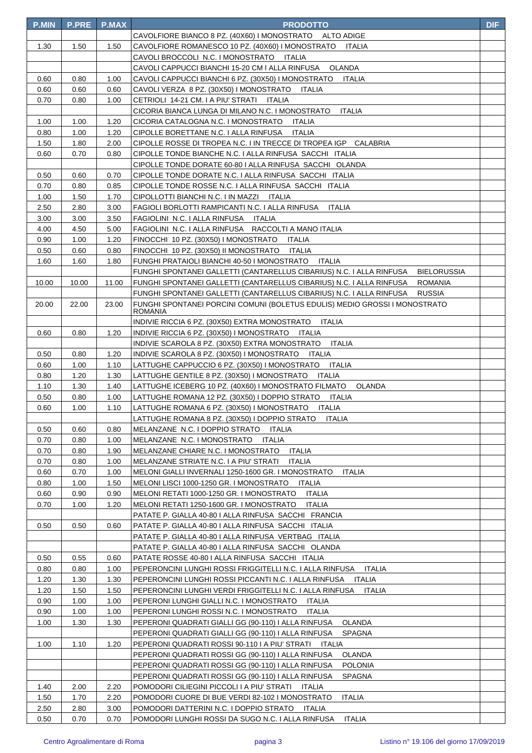| P.MIN | P.PRE | P.MAX | PRODOTTO | DIF |
|---|---|---|---|---|
| | | | CAVOLFIORE BIANCO 8 PZ. (40X60) I MONOSTRATO ALTO ADIGE | |
| 1.30 | 1.50 | 1.50 | CAVOLFIORE ROMANESCO 10 PZ. (40X60) I MONOSTRATO ITALIA | |
| | | | CAVOLI BROCCOLI N.C. I MONOSTRATO ITALIA | |
| | | | CAVOLI CAPPUCCI BIANCHI 15-20 CM I ALLA RINFUSA OLANDA | |
| 0.60 | 0.80 | 1.00 | CAVOLI CAPPUCCI BIANCHI 6 PZ. (30X50) I MONOSTRATO ITALIA | |
| 0.60 | 0.60 | 0.60 | CAVOLI VERZA 8 PZ. (30X50) I MONOSTRATO ITALIA | |
| 0.70 | 0.80 | 1.00 | CETRIOLI 14-21 CM. I A PIU' STRATI ITALIA | |
| | | | CICORIA BIANCA LUNGA DI MILANO N.C. I MONOSTRATO ITALIA | |
| 1.00 | 1.00 | 1.20 | CICORIA CATALOGNA N.C. I MONOSTRATO ITALIA | |
| 0.80 | 1.00 | 1.20 | CIPOLLE BORETTANE N.C. I ALLA RINFUSA ITALIA | |
| 1.50 | 1.80 | 2.00 | CIPOLLE ROSSE DI TROPEA N.C. I IN TRECCE DI TROPEA IGP CALABRIA | |
| 0.60 | 0.70 | 0.80 | CIPOLLE TONDE BIANCHE N.C. I ALLA RINFUSA SACCHI ITALIA | |
| | | | CIPOLLE TONDE DORATE 60-80 I ALLA RINFUSA SACCHI OLANDA | |
| 0.50 | 0.60 | 0.70 | CIPOLLE TONDE DORATE N.C. I ALLA RINFUSA SACCHI ITALIA | |
| 0.70 | 0.80 | 0.85 | CIPOLLE TONDE ROSSE N.C. I ALLA RINFUSA SACCHI ITALIA | |
| 1.00 | 1.50 | 1.70 | CIPOLLOTTI BIANCHI N.C. I IN MAZZI ITALIA | |
| 2.50 | 2.80 | 3.00 | FAGIOLI BORLOTTI RAMPICANTI N.C. I ALLA RINFUSA ITALIA | |
| 3.00 | 3.00 | 3.50 | FAGIOLINI N.C. I ALLA RINFUSA ITALIA | |
| 4.00 | 4.50 | 5.00 | FAGIOLINI N.C. I ALLA RINFUSA RACCOLTI A MANO ITALIA | |
| 0.90 | 1.00 | 1.20 | FINOCCHI 10 PZ. (30X50) I MONOSTRATO ITALIA | |
| 0.50 | 0.60 | 0.80 | FINOCCHI 10 PZ. (30X50) II MONOSTRATO ITALIA | |
| 1.60 | 1.60 | 1.80 | FUNGHI PRATAIOLI BIANCHI 40-50 I MONOSTRATO ITALIA | |
| | | | FUNGHI SPONTANEI GALLETTI (CANTARELLUS CIBARIUS) N.C. I ALLA RINFUSA BIELORUSSIA | |
| 10.00 | 10.00 | 11.00 | FUNGHI SPONTANEI GALLETTI (CANTARELLUS CIBARIUS) N.C. I ALLA RINFUSA ROMANIA | |
| | | | FUNGHI SPONTANEI GALLETTI (CANTARELLUS CIBARIUS) N.C. I ALLA RINFUSA RUSSIA | |
| 20.00 | 22.00 | 23.00 | FUNGHI SPONTANEI PORCINI COMUNI (BOLETUS EDULIS) MEDIO GROSSI I MONOSTRATO ROMANIA | |
| | | | INDIVIE RICCIA 6 PZ. (30X50) EXTRA MONOSTRATO ITALIA | |
| 0.60 | 0.80 | 1.20 | INDIVIE RICCIA 6 PZ. (30X50) I MONOSTRATO ITALIA | |
| | | | INDIVIE SCAROLA 8 PZ. (30X50) EXTRA MONOSTRATO ITALIA | |
| 0.50 | 0.80 | 1.20 | INDIVIE SCAROLA 8 PZ. (30X50) I MONOSTRATO ITALIA | |
| 0.60 | 1.00 | 1.10 | LATTUGHE CAPPUCCIO 6 PZ. (30X50) I MONOSTRATO ITALIA | |
| 0.80 | 1.20 | 1.30 | LATTUGHE GENTILE 8 PZ. (30X50) I MONOSTRATO ITALIA | |
| 1.10 | 1.30 | 1.40 | LATTUGHE ICEBERG 10 PZ. (40X60) I MONOSTRATO FILMATO OLANDA | |
| 0.50 | 0.80 | 1.00 | LATTUGHE ROMANA 12 PZ. (30X50) I DOPPIO STRATO ITALIA | |
| 0.60 | 1.00 | 1.10 | LATTUGHE ROMANA 6 PZ. (30X50) I MONOSTRATO ITALIA | |
| | | | LATTUGHE ROMANA 8 PZ. (30X50) I DOPPIO STRATO ITALIA | |
| 0.50 | 0.60 | 0.80 | MELANZANE N.C. I DOPPIO STRATO ITALIA | |
| 0.70 | 0.80 | 1.00 | MELANZANE N.C. I MONOSTRATO ITALIA | |
| 0.70 | 0.80 | 1.90 | MELANZANE CHIARE N.C. I MONOSTRATO ITALIA | |
| 0.70 | 0.80 | 1.00 | MELANZANE STRIATE N.C. I A PIU' STRATI ITALIA | |
| 0.60 | 0.70 | 1.00 | MELONI GIALLI INVERNALI 1250-1600 GR. I MONOSTRATO ITALIA | |
| 0.80 | 1.00 | 1.50 | MELONI LISCI 1000-1250 GR. I MONOSTRATO ITALIA | |
| 0.60 | 0.90 | 0.90 | MELONI RETATI 1000-1250 GR. I MONOSTRATO ITALIA | |
| 0.70 | 1.00 | 1.20 | MELONI RETATI 1250-1600 GR. I MONOSTRATO ITALIA | |
| | | | PATATE P. GIALLA 40-80 I ALLA RINFUSA SACCHI FRANCIA | |
| 0.50 | 0.50 | 0.60 | PATATE P. GIALLA 40-80 I ALLA RINFUSA SACCHI ITALIA | |
| | | | PATATE P. GIALLA 40-80 I ALLA RINFUSA VERTBAG ITALIA | |
| | | | PATATE P. GIALLA 40-80 I ALLA RINFUSA SACCHI OLANDA | |
| 0.50 | 0.55 | 0.60 | PATATE ROSSE 40-80 I ALLA RINFUSA SACCHI ITALIA | |
| 0.80 | 0.80 | 1.00 | PEPERONCINI LUNGHI ROSSI FRIGGITELLI N.C. I ALLA RINFUSA ITALIA | |
| 1.20 | 1.30 | 1.30 | PEPERONCINI LUNGHI ROSSI PICCANTI N.C. I ALLA RINFUSA ITALIA | |
| 1.20 | 1.50 | 1.50 | PEPERONCINI LUNGHI VERDI FRIGGITELLI N.C. I ALLA RINFUSA ITALIA | |
| 0.90 | 1.00 | 1.00 | PEPERONI LUNGHI GIALLI N.C. I MONOSTRATO ITALIA | |
| 0.90 | 1.00 | 1.00 | PEPERONI LUNGHI ROSSI N.C. I MONOSTRATO ITALIA | |
| 1.00 | 1.30 | 1.30 | PEPERONI QUADRATI GIALLI GG (90-110) I ALLA RINFUSA OLANDA | |
| | | | PEPERONI QUADRATI GIALLI GG (90-110) I ALLA RINFUSA SPAGNA | |
| 1.00 | 1.10 | 1.20 | PEPERONI QUADRATI ROSSI 90-110 I A PIU' STRATI ITALIA | |
| | | | PEPERONI QUADRATI ROSSI GG (90-110) I ALLA RINFUSA OLANDA | |
| | | | PEPERONI QUADRATI ROSSI GG (90-110) I ALLA RINFUSA POLONIA | |
| | | | PEPERONI QUADRATI ROSSI GG (90-110) I ALLA RINFUSA SPAGNA | |
| 1.40 | 2.00 | 2.20 | POMODORI CILIEGINI PICCOLI I A PIU' STRATI ITALIA | |
| 1.50 | 1.70 | 2.20 | POMODORI CUORE DI BUE VERDI 82-102 I MONOSTRATO ITALIA | |
| 2.50 | 2.80 | 3.00 | POMODORI DATTERINI N.C. I DOPPIO STRATO ITALIA | |
| 0.50 | 0.70 | 0.70 | POMODORI LUNGHI ROSSI DA SUGO N.C. I ALLA RINFUSA ITALIA | |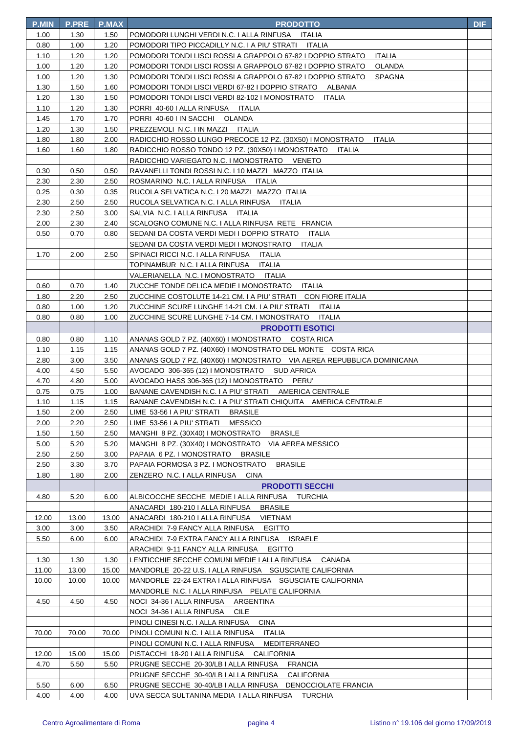| P.MIN | P.PRE | P.MAX | PRODOTTO | DIF |
|---|---|---|---|---|
| 1.00 | 1.30 | 1.50 | POMODORI LUNGHI VERDI N.C. I ALLA RINFUSA ITALIA | |
| 0.80 | 1.00 | 1.20 | POMODORI TIPO PICCADILLY N.C. I A PIU' STRATI ITALIA | |
| 1.10 | 1.20 | 1.20 | POMODORI TONDI LISCI ROSSI A GRAPPOLO 67-82 I DOPPIO STRATO ITALIA | |
| 1.00 | 1.20 | 1.20 | POMODORI TONDI LISCI ROSSI A GRAPPOLO 67-82 I DOPPIO STRATO OLANDA | |
| 1.00 | 1.20 | 1.30 | POMODORI TONDI LISCI ROSSI A GRAPPOLO 67-82 I DOPPIO STRATO SPAGNA | |
| 1.30 | 1.50 | 1.60 | POMODORI TONDI LISCI VERDI 67-82 I DOPPIO STRATO ALBANIA | |
| 1.20 | 1.30 | 1.50 | POMODORI TONDI LISCI VERDI 82-102 I MONOSTRATO ITALIA | |
| 1.10 | 1.20 | 1.30 | PORRI 40-60 I ALLA RINFUSA ITALIA | |
| 1.45 | 1.70 | 1.70 | PORRI 40-60 I IN SACCHI OLANDA | |
| 1.20 | 1.30 | 1.50 | PREZZEMOLI N.C. I IN MAZZI ITALIA | |
| 1.80 | 1.80 | 2.00 | RADICCHIO ROSSO LUNGO PRECOCE 12 PZ. (30X50) I MONOSTRATO ITALIA | |
| 1.60 | 1.60 | 1.80 | RADICCHIO ROSSO TONDO 12 PZ. (30X50) I MONOSTRATO ITALIA | |
| | | | RADICCHIO VARIEGATO N.C. I MONOSTRATO VENETO | |
| 0.30 | 0.50 | 0.50 | RAVANELLI TONDI ROSSI N.C. I 10 MAZZI MAZZO ITALIA | |
| 2.30 | 2.30 | 2.50 | ROSMARINO N.C. I ALLA RINFUSA ITALIA | |
| 0.25 | 0.30 | 0.35 | RUCOLA SELVATICA N.C. I 20 MAZZI MAZZO ITALIA | |
| 2.30 | 2.50 | 2.50 | RUCOLA SELVATICA N.C. I ALLA RINFUSA ITALIA | |
| 2.30 | 2.50 | 3.00 | SALVIA N.C. I ALLA RINFUSA ITALIA | |
| 2.00 | 2.30 | 2.40 | SCALOGNO COMUNE N.C. I ALLA RINFUSA RETE FRANCIA | |
| 0.50 | 0.70 | 0.80 | SEDANI DA COSTA VERDI MEDI I DOPPIO STRATO ITALIA | |
| | | | SEDANI DA COSTA VERDI MEDI I MONOSTRATO ITALIA | |
| 1.70 | 2.00 | 2.50 | SPINACI RICCI N.C. I ALLA RINFUSA ITALIA | |
| | | | TOPINAMBUR N.C. I ALLA RINFUSA ITALIA | |
| | | | VALERIANELLA N.C. I MONOSTRATO ITALIA | |
| 0.60 | 0.70 | 1.40 | ZUCCHE TONDE DELICA MEDIE I MONOSTRATO ITALIA | |
| 1.80 | 2.20 | 2.50 | ZUCCHINE COSTOLUTE 14-21 CM. I A PIU' STRATI CON FIORE ITALIA | |
| 0.80 | 1.00 | 1.20 | ZUCCHINE SCURE LUNGHE 14-21 CM. I A PIU' STRATI ITALIA | |
| 0.80 | 0.80 | 1.00 | ZUCCHINE SCURE LUNGHE 7-14 CM. I MONOSTRATO ITALIA | |
| | | | **PRODOTTI ESOTICI** | |
| 0.80 | 0.80 | 1.10 | ANANAS GOLD 7 PZ. (40X60) I MONOSTRATO COSTA RICA | |
| 1.10 | 1.15 | 1.15 | ANANAS GOLD 7 PZ. (40X60) I MONOSTRATO DEL MONTE COSTA RICA | |
| 2.80 | 3.00 | 3.50 | ANANAS GOLD 7 PZ. (40X60) I MONOSTRATO VIA AEREA REPUBBLICA DOMINICANA | |
| 4.00 | 4.50 | 5.50 | AVOCADO 306-365 (12) I MONOSTRATO SUD AFRICA | |
| 4.70 | 4.80 | 5.00 | AVOCADO HASS 306-365 (12) I MONOSTRATO PERU' | |
| 0.75 | 0.75 | 1.00 | BANANE CAVENDISH N.C. I A PIU' STRATI AMERICA CENTRALE | |
| 1.10 | 1.15 | 1.15 | BANANE CAVENDISH N.C. I A PIU' STRATI CHIQUITA AMERICA CENTRALE | |
| 1.50 | 2.00 | 2.50 | LIME 53-56 I A PIU' STRATI BRASILE | |
| 2.00 | 2.20 | 2.50 | LIME 53-56 I A PIU' STRATI MESSICO | |
| 1.50 | 1.50 | 2.50 | MANGHI 8 PZ. (30X40) I MONOSTRATO BRASILE | |
| 5.00 | 5.20 | 5.20 | MANGHI 8 PZ. (30X40) I MONOSTRATO VIA AEREA MESSICO | |
| 2.50 | 2.50 | 3.00 | PAPAIA 6 PZ. I MONOSTRATO BRASILE | |
| 2.50 | 3.30 | 3.70 | PAPAIA FORMOSA 3 PZ. I MONOSTRATO BRASILE | |
| 1.80 | 1.80 | 2.00 | ZENZERO N.C. I ALLA RINFUSA CINA | |
| | | | **PRODOTTI SECCHI** | |
| 4.80 | 5.20 | 6.00 | ALBICOCCHE SECCHE MEDIE I ALLA RINFUSA TURCHIA | |
| | | | ANACARDI 180-210 I ALLA RINFUSA BRASILE | |
| 12.00 | 13.00 | 13.00 | ANACARDI 180-210 I ALLA RINFUSA VIETNAM | |
| 3.00 | 3.00 | 3.50 | ARACHIDI 7-9 FANCY ALLA RINFUSA EGITTO | |
| 5.50 | 6.00 | 6.00 | ARACHIDI 7-9 EXTRA FANCY ALLA RINFUSA ISRAELE | |
| | | | ARACHIDI 9-11 FANCY ALLA RINFUSA EGITTO | |
| 1.30 | 1.30 | 1.30 | LENTICCHIE SECCHE COMUNI MEDIE I ALLA RINFUSA CANADA | |
| 11.00 | 13.00 | 15.00 | MANDORLE 20-22 U.S. I ALLA RINFUSA SGUSCIATE CALIFORNIA | |
| 10.00 | 10.00 | 10.00 | MANDORLE 22-24 EXTRA I ALLA RINFUSA SGUSCIATE CALIFORNIA | |
| | | | MANDORLE N.C. I ALLA RINFUSA PELATE CALIFORNIA | |
| 4.50 | 4.50 | 4.50 | NOCI 34-36 I ALLA RINFUSA ARGENTINA | |
| | | | NOCI 34-36 I ALLA RINFUSA CILE | |
| | | | PINOLI CINESI N.C. I ALLA RINFUSA CINA | |
| 70.00 | 70.00 | 70.00 | PINOLI COMUNI N.C. I ALLA RINFUSA ITALIA | |
| | | | PINOLI COMUNI N.C. I ALLA RINFUSA MEDITERRANEO | |
| 12.00 | 15.00 | 15.00 | PISTACCHI 18-20 I ALLA RINFUSA CALIFORNIA | |
| 4.70 | 5.50 | 5.50 | PRUGNE SECCHE 20-30/LB I ALLA RINFUSA FRANCIA | |
| | | | PRUGNE SECCHE 30-40/LB I ALLA RINFUSA CALIFORNIA | |
| 5.50 | 6.00 | 6.50 | PRUGNE SECCHE 30-40/LB I ALLA RINFUSA DENOCCIOLATE FRANCIA | |
| 4.00 | 4.00 | 4.00 | UVA SECCA SULTANINA MEDIA I ALLA RINFUSA TURCHIA | |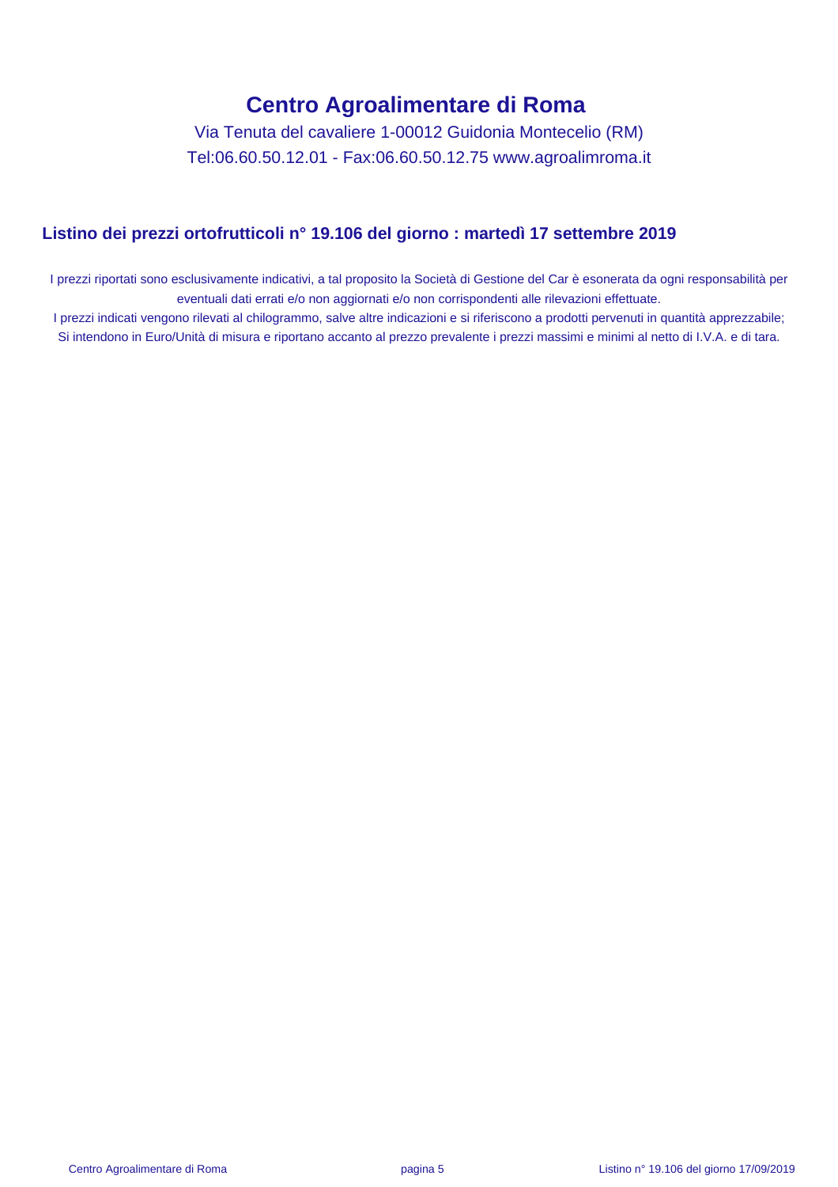# Centro Agroalimentare di Roma

Via Tenuta del cavaliere 1-00012 Guidonia Montecelio (RM)

Tel:06.60.50.12.01 - Fax:06.60.50.12.75 www.agroalimroma.it

## Listino dei prezzi ortofrutticoli n° 19.106 del giorno : martedì 17 settembre 2019

I prezzi riportati sono esclusivamente indicativi, a tal proposito la Società di Gestione del Car è esonerata da ogni responsabilità per eventuali dati errati e/o non aggiornati e/o non corrispondenti alle rilevazioni effettuate.

I prezzi indicati vengono rilevati al chilogrammo, salve altre indicazioni e si riferiscono a prodotti pervenuti in quantità apprezzabile; Si intendono in Euro/Unità di misura e riportano accanto al prezzo prevalente i prezzi massimi e minimi al netto di I.V.A. e di tara.